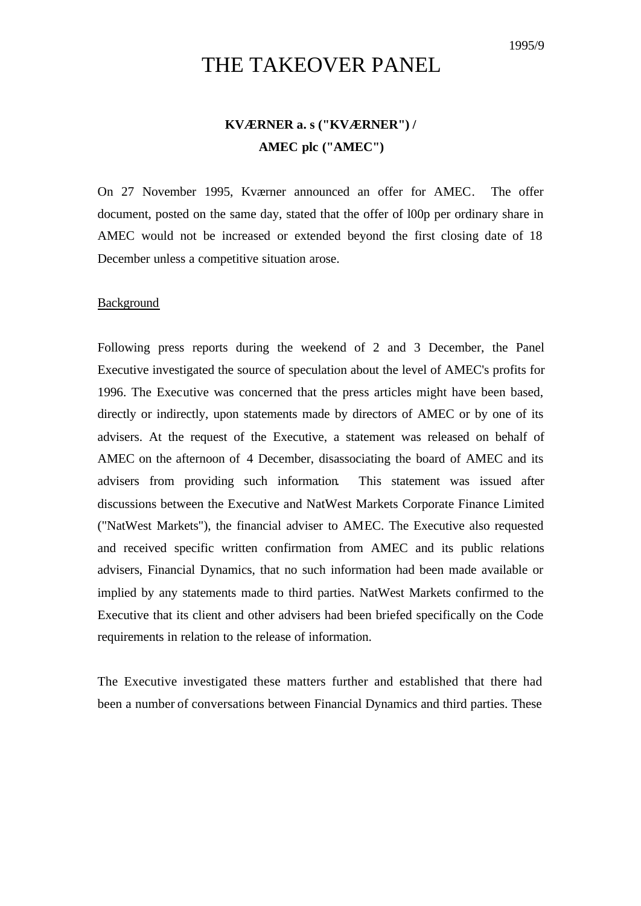# THE TAKEOVER PANEL

## KVÆRNER a. s ("KVÆRNER") / AMEC plc ("AMEC")

On 27 November 1995, Kværner announced an offer for AMEC. The offer document, posted on the same day, stated that the offer of l00p per ordinary share in AMEC would not be increased or extended beyond the first closing date of 18 December unless a competitive situation arose.

<u>Background</u>

Following press reports during the weekend of 2 and 3 December, the Panel Executive investigated the source of speculation about the level of AMEC's profits for 1996. The Executive was concerned that the press articles might have been based, directly or indirectly, upon statements made by directors of AMEC or by one of its advisers. At the request of the Executive, a statement was released on behalf of AMEC on the afternoon of 4 December, disassociating the board of AMEC and its advisers from providing such information. This statement was issued after discussions between the Executive and NatWest Markets Corporate Finance Limited ("NatWest Markets"), the financial adviser to AMEC. The Executive also requested and received specific written confirmation from AMEC and its public relations advisers, Financial Dynamics, that no such information had been made available or implied by any statements made to third parties. NatWest Markets confirmed to the Executive that its client and other advisers had been briefed specifically on the Code requirements in relation to the release of information.

The Executive investigated these matters further and established that there had been a number of conversations between Financial Dynamics and third parties. These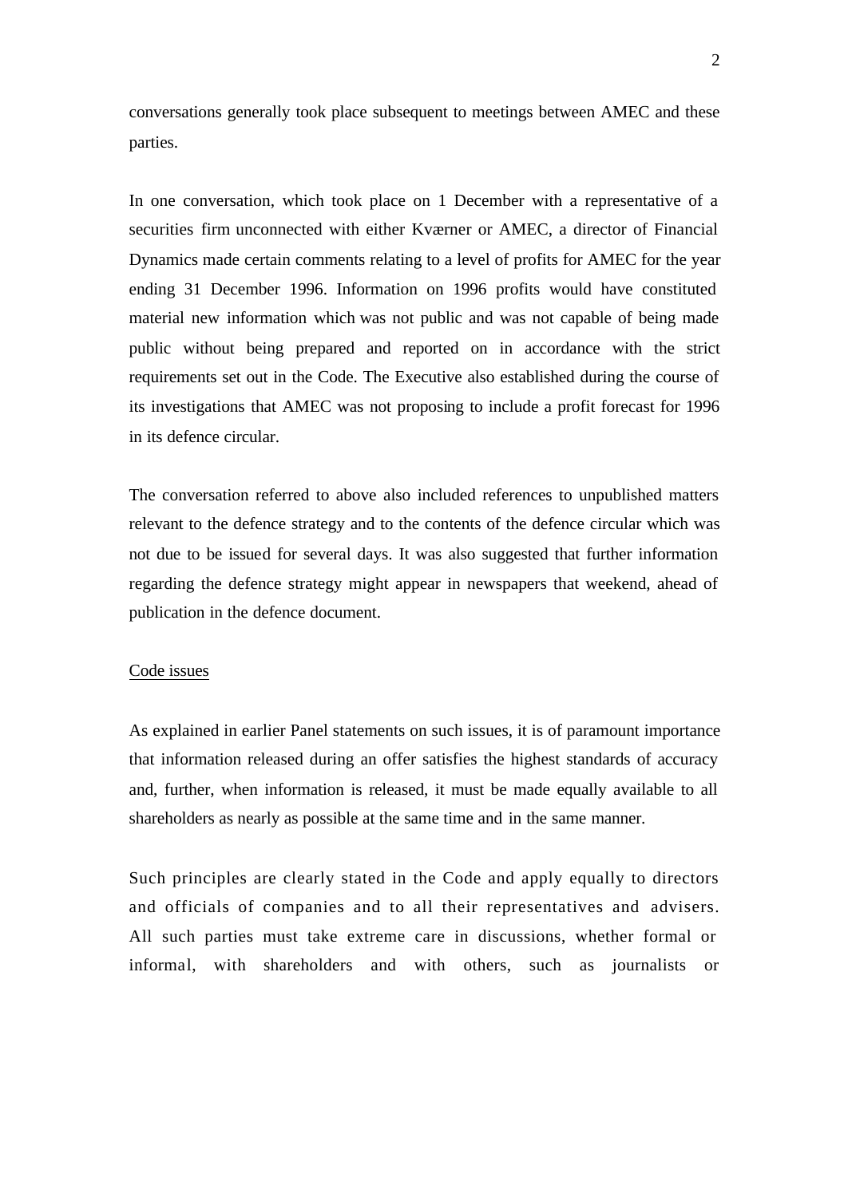conversations generally took place subsequent to meetings between AMEC and these parties.

In one conversation, which took place on 1 December with a representative of a securities firm unconnected with either Kværner or AMEC, a director of Financial Dynamics made certain comments relating to a level of profits for AMEC for the year ending 31 December 1996. Information on 1996 profits would have constituted material new information which was not public and was not capable of being made public without being prepared and reported on in accordance with the strict requirements set out in the Code. The Executive also established during the course of its investigations that AMEC was not proposing to include a profit forecast for 1996 in its defence circular.

The conversation referred to above also included references to unpublished matters relevant to the defence strategy and to the contents of the defence circular which was not due to be issued for several days. It was also suggested that further information regarding the defence strategy might appear in newspapers that weekend, ahead of publication in the defence document.

Code issues

As explained in earlier Panel statements on such issues, it is of paramount importance that information released during an offer satisfies the highest standards of accuracy and, further, when information is released, it must be made equally available to all shareholders as nearly as possible at the same time and in the same manner.

Such principles are clearly stated in the Code and apply equally to directors and officials of companies and to all their representatives and advisers. All such parties must take extreme care in discussions, whether formal or informal, with shareholders and with others, such as journalists or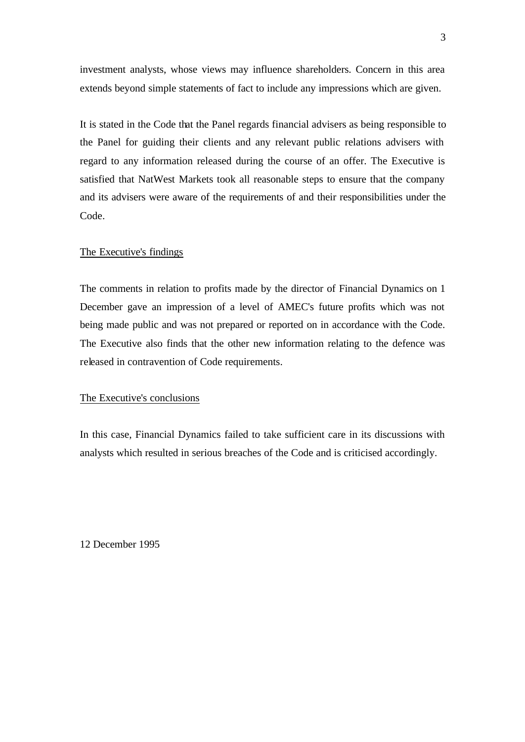investment analysts, whose views may influence shareholders. Concern in this area extends beyond simple statements of fact to include any impressions which are given.

It is stated in the Code that the Panel regards financial advisers as being responsible to the Panel for guiding their clients and any relevant public relations advisers with regard to any information released during the course of an offer. The Executive is satisfied that NatWest Markets took all reasonable steps to ensure that the company and its advisers were aware of the requirements of and their responsibilities under the Code.

<u>The Executive's findings</u>

The comments in relation to profits made by the director of Financial Dynamics on 1 December gave an impression of a level of AMEC's future profits which was not being made public and was not prepared or reported on in accordance with the Code. The Executive also finds that the other new information relating to the defence was released in contravention of Code requirements.

<u>The Executive's conclusions</u>

In this case, Financial Dynamics failed to take sufficient care in its discussions with analysts which resulted in serious breaches of the Code and is criticised accordingly.

12 December 1995